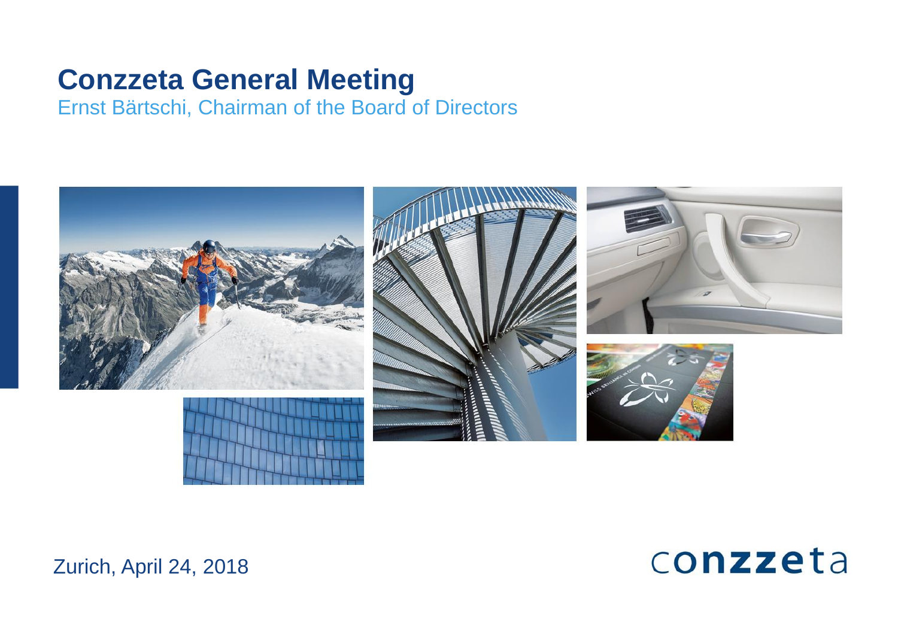# Conzzeta General Meeting

Ernst Bärtschi, Chairman of the Board of Directors

Zurich, April 24, 2018

conzzeta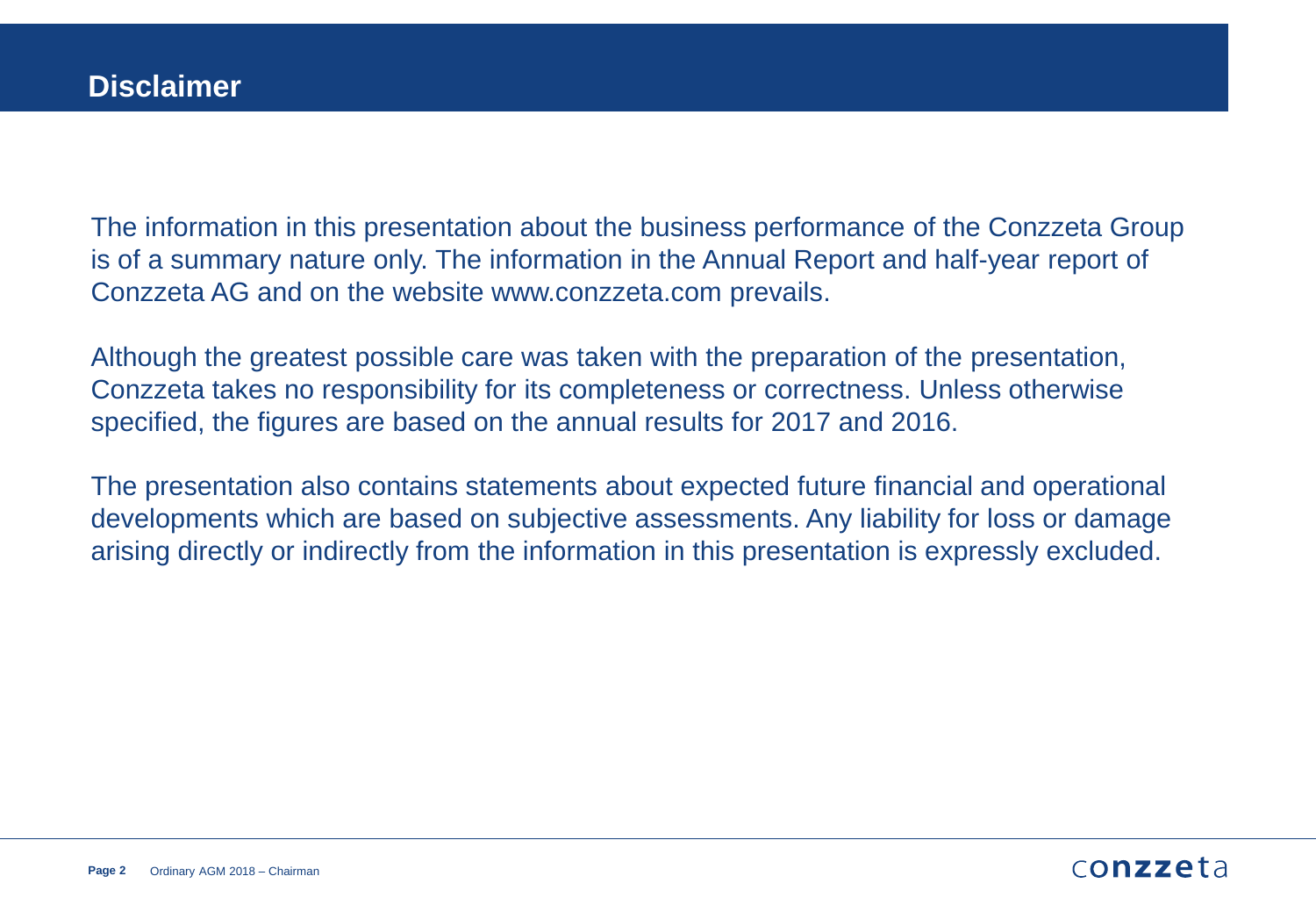# Disclaimer

The information in this presentation about the business performance of the Conzzeta Group is of a summary nature only. The information in the Annual Report and half-year report of Conzzeta AG and on the website www.conzzeta.com prevails.

Although the greatest possible care was taken with the preparation of the presentation, Conzzeta takes no responsibility for its completeness or correctness. Unless otherwise specified, the figures are based on the annual results for 2017 and 2016.

The presentation also contains statements about expected future financial and operational developments which are based on subjective assessments. Any liability for loss or damage arising directly or indirectly from the information in this presentation is expressly excluded.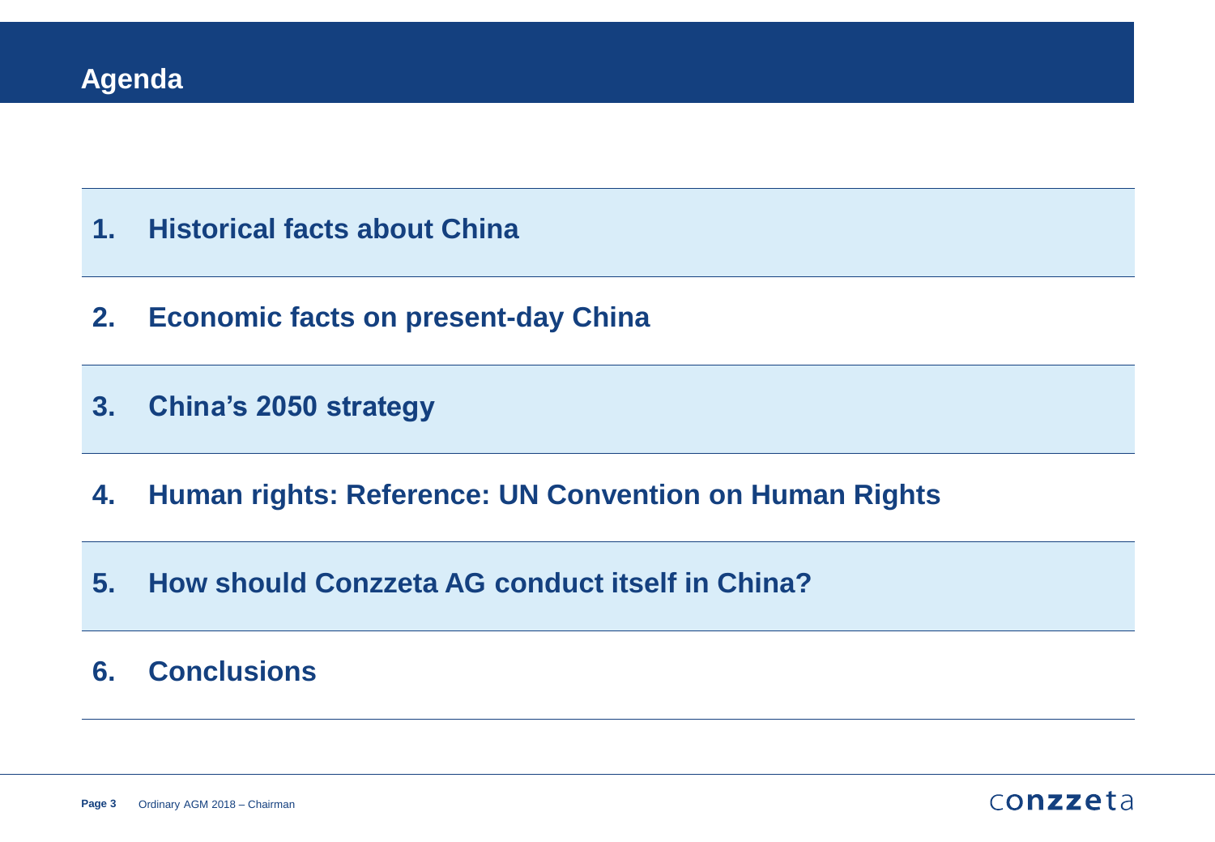# Agenda

1. Historical facts about China
2. Economic facts on present-day China
3. China's 2050 strategy
4. Human rights: Reference: UN Convention on Human Rights
5. How should Conzzeta AG conduct itself in China?
6. Conclusions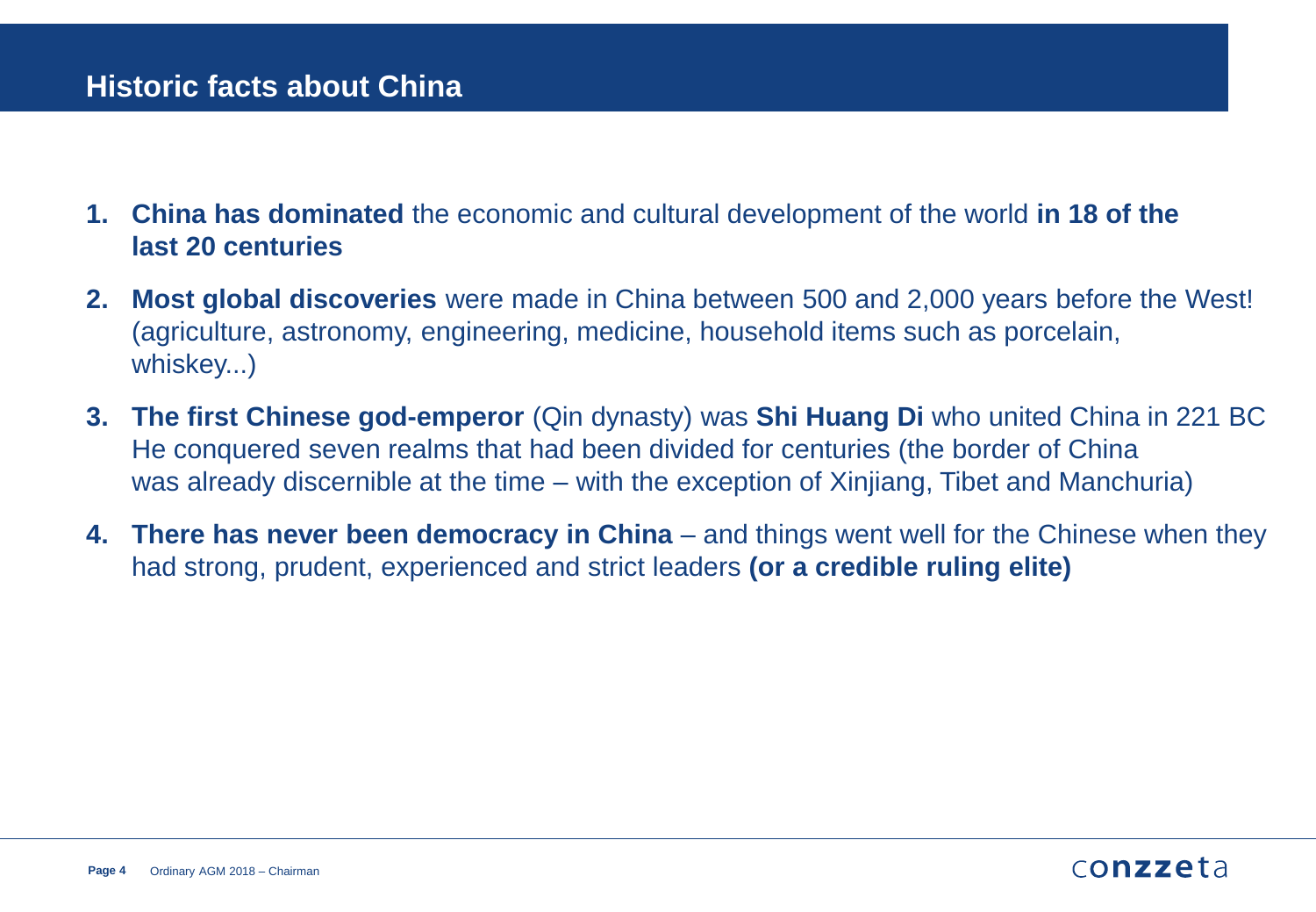# Historic facts about China

1. **China has dominated** the economic and cultural development of the world **in 18 of the last 20 centuries**
2. **Most global discoveries** were made in China between 500 and 2,000 years before the West! (agriculture, astronomy, engineering, medicine, household items such as porcelain, whiskey...)
3. **The first Chinese god-emperor** (Qin dynasty) was **Shi Huang Di** who united China in 221 BC He conquered seven realms that had been divided for centuries (the border of China was already discernible at the time – with the exception of Xinjiang, Tibet and Manchuria)
4. **There has never been democracy in China** – and things went well for the Chinese when they had strong, prudent, experienced and strict leaders **(or a credible ruling elite)**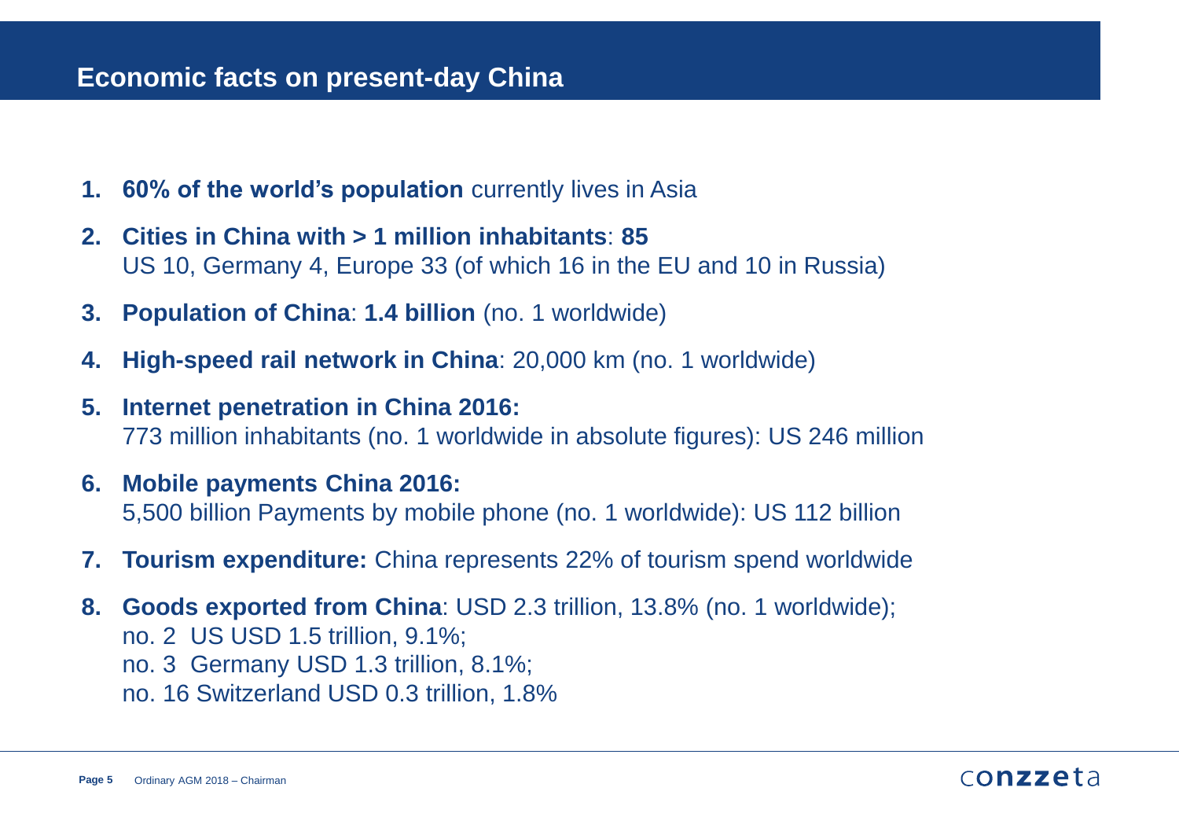# Economic facts on present-day China

1. **60% of the world's population** currently lives in Asia
2. **Cities in China with > 1 million inhabitants**: **85**
   US 10, Germany 4, Europe 33 (of which 16 in the EU and 10 in Russia)
3. **Population of China**: **1.4 billion** (no. 1 worldwide)
4. **High-speed rail network in China**: 20,000 km (no. 1 worldwide)
5. **Internet penetration in China 2016:**
   773 million inhabitants (no. 1 worldwide in absolute figures): US 246 million
6. **Mobile payments China 2016:**
   5,500 billion Payments by mobile phone (no. 1 worldwide): US 112 billion
7. **Tourism expenditure:** China represents 22% of tourism spend worldwide
8. **Goods exported from China**: USD 2.3 trillion, 13.8% (no. 1 worldwide);
   no. 2 US USD 1.5 trillion, 9.1%;
   no. 3 Germany USD 1.3 trillion, 8.1%;
   no. 16 Switzerland USD 0.3 trillion, 1.8%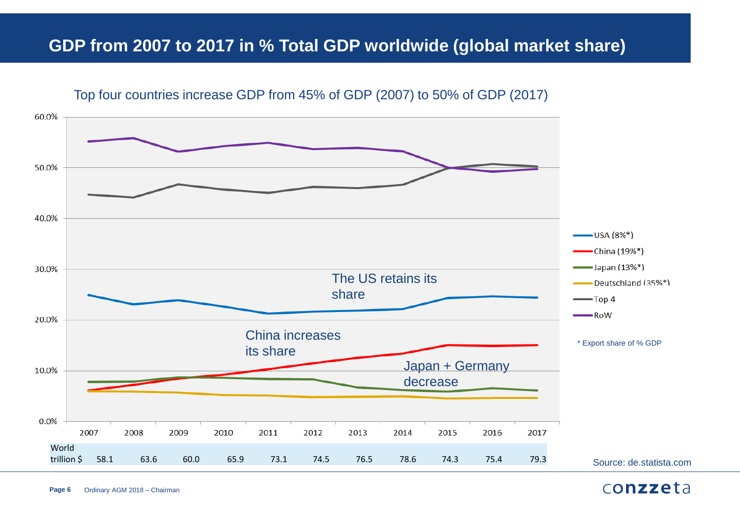# GDP from 2007 to 2017 in % Total GDP worldwide (global market share)

Top four countries increase GDP from 45% of GDP (2007) to 50% of GDP (2017)

The US retains its share

China increases its share

Japan + Germany decrease

- USA (8%*)
- China (19%*)
- Japan (13%*)
- Deutschland (35%*)
- Top 4
- RoW

\* Export share of % GDP

| | 2007 | 2008 | 2009 | 2010 | 2011 | 2012 | 2013 | 2014 | 2015 | 2016 | 2017 |
|---|---|---|---|---|---|---|---|---|---|---|---|
| World trillion $ | 58.1 | 63.6 | 60.0 | 65.9 | 73.1 | 74.5 | 76.5 | 78.6 | 74.3 | 75.4 | 79.3 |

Source: de.statista.com

Ordinary AGM 2018 – Chairman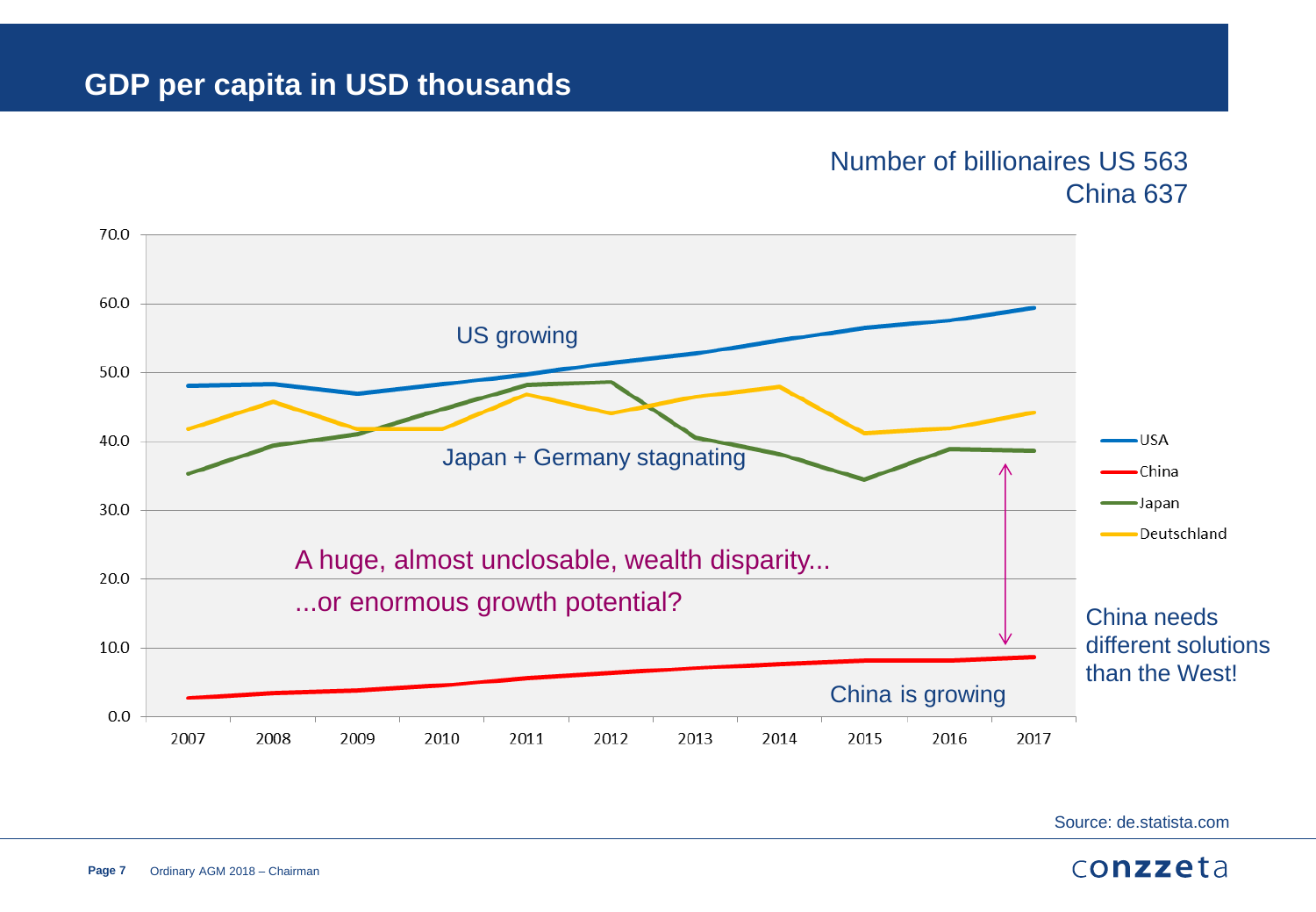# GDP per capita in USD thousands

Number of billionaires US 563
China 637

US growing

Japan + Germany stagnating

A huge, almost unclosable, wealth disparity...

...or enormous growth potential?

China is growing

China needs different solutions than the West!

- USA
- China
- Japan
- Deutschland

Source: de.statista.com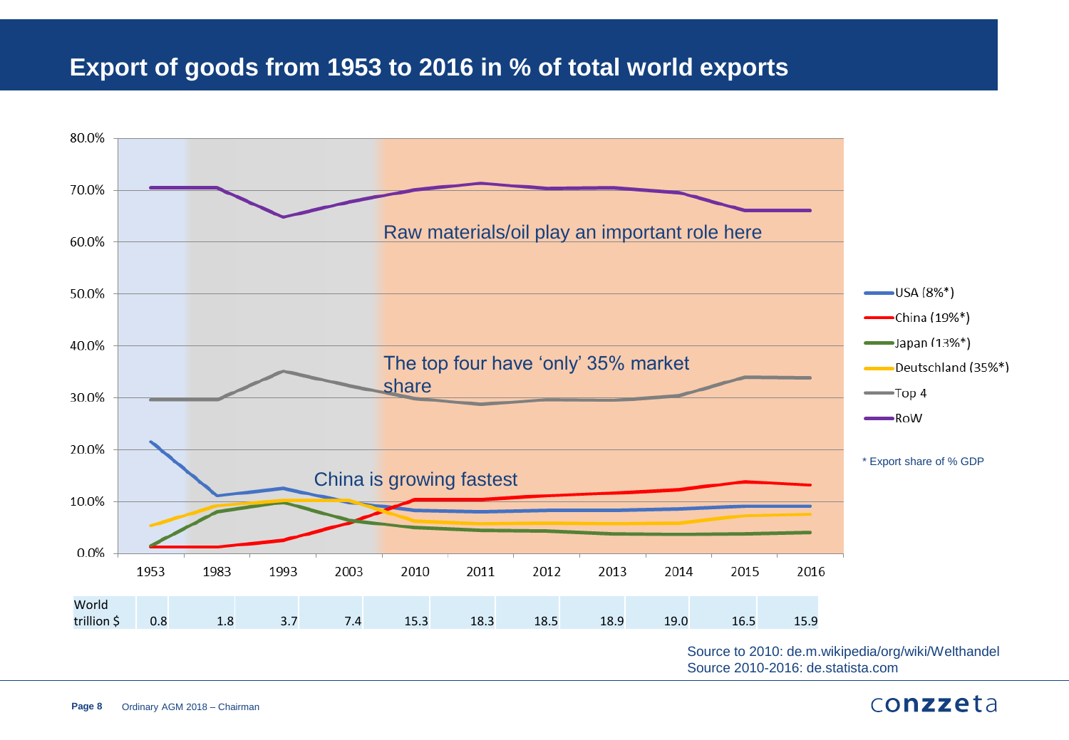# Export of goods from 1953 to 2016 in % of total world exports

Raw materials/oil play an important role here

The top four have 'only' 35% market share

China is growing fastest

- USA (8%*)
- China (19%*)
- Japan (13%*)
- Deutschland (35%*)
- Top 4
- RoW

\* Export share of % GDP

| | 1953 | 1983 | 1993 | 2003 | 2010 | 2011 | 2012 | 2013 | 2014 | 2015 | 2016 |
|---|---|---|---|---|---|---|---|---|---|---|---|
| World trillion $ | 0.8 | 1.8 | 3.7 | 7.4 | 15.3 | 18.3 | 18.5 | 18.9 | 19.0 | 16.5 | 15.9 |

Source to 2010: de.m.wikipedia/org/wiki/Welthandel
Source 2010-2016: de.statista.com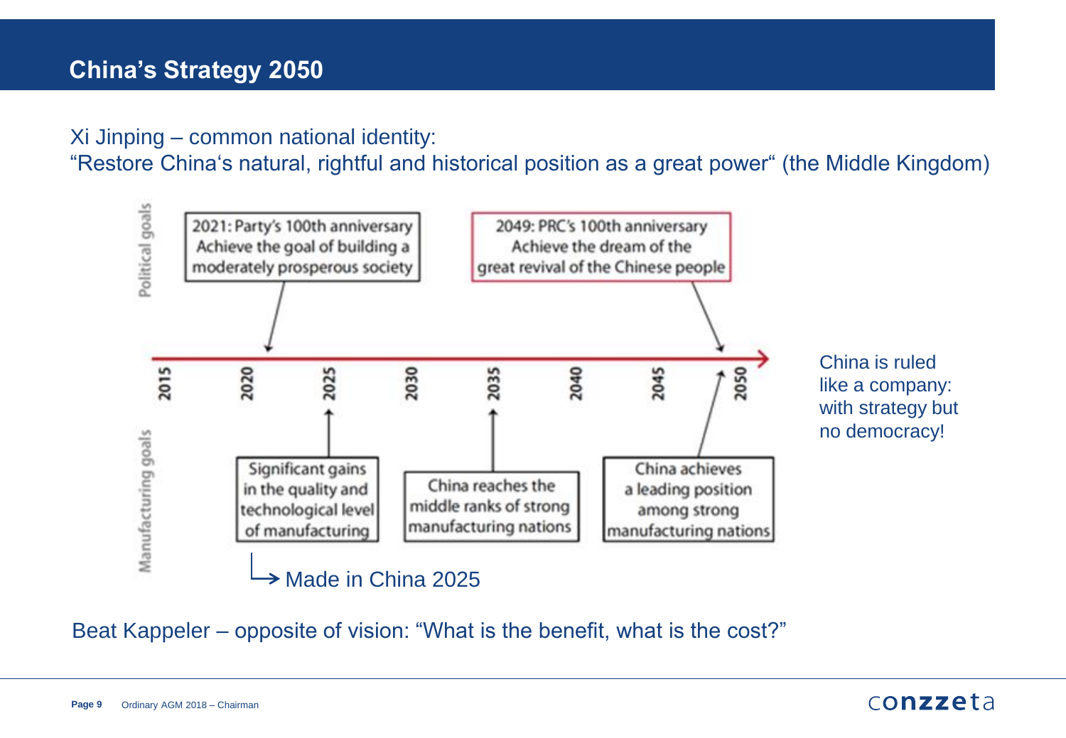# China's Strategy 2050

Xi Jinping – common national identity:
"Restore China's natural, rightful and historical position as a great power" (the Middle Kingdom)

Political goals

- 2021: Party's 100th anniversary – Achieve the goal of building a moderately prosperous society
- 2049: PRC's 100th anniversary – Achieve the dream of the great revival of the Chinese people

Timeline: 2015 – 2020 – 2025 – 2030 – 2035 – 2040 – 2045 – 2050

Manufacturing goals

- 2025: Significant gains in the quality and technological level of manufacturing → Made in China 2025
- 2035: China reaches the middle ranks of strong manufacturing nations
- 2050: China achieves a leading position among strong manufacturing nations

China is ruled like a company: with strategy but no democracy!

Beat Kappeler – opposite of vision: "What is the benefit, what is the cost?"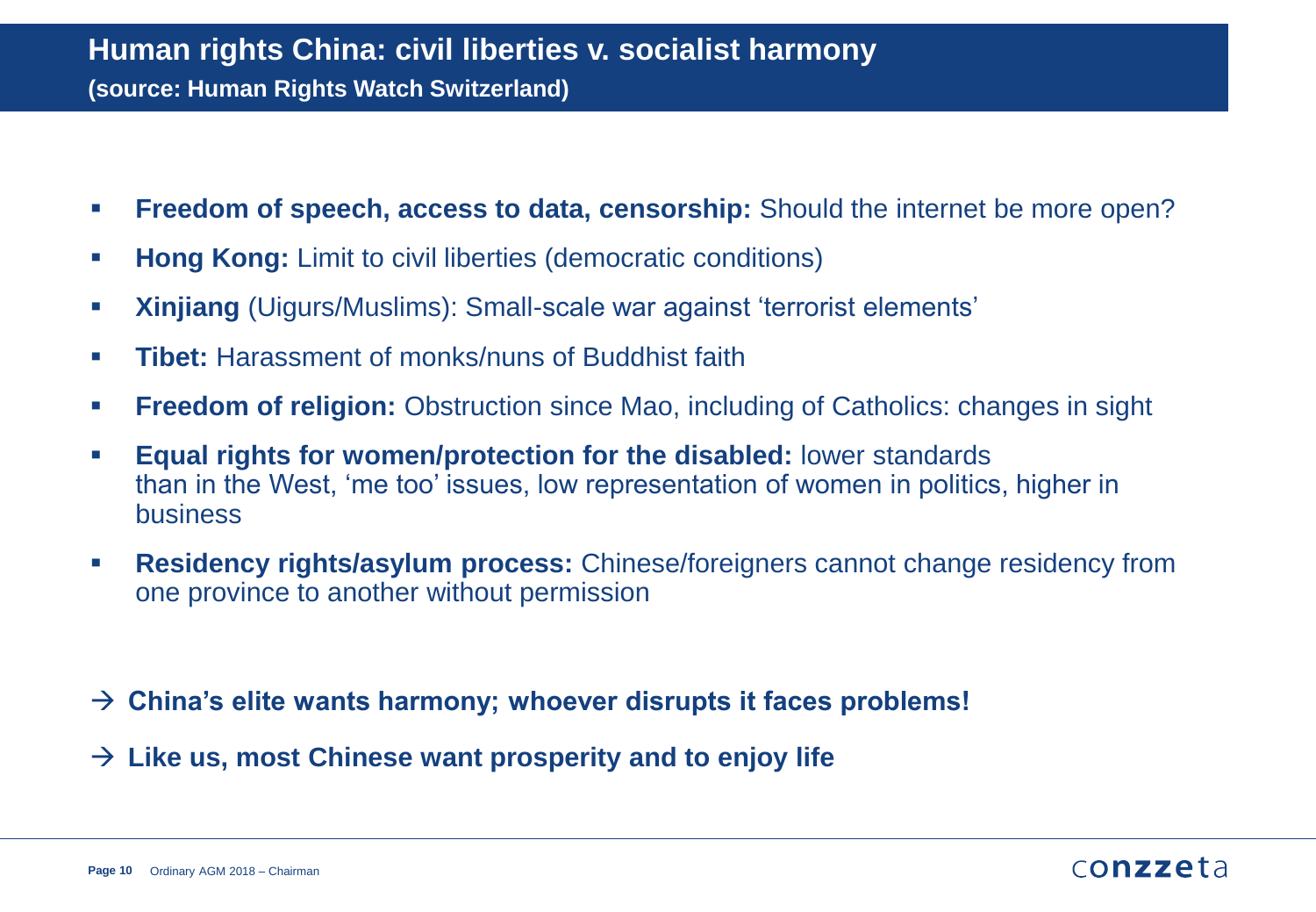# Human rights China: civil liberties v. socialist harmony

**(source: Human Rights Watch Switzerland)**

- **Freedom of speech, access to data, censorship:** Should the internet be more open?
- **Hong Kong:** Limit to civil liberties (democratic conditions)
- **Xinjiang** (Uigurs/Muslims): Small-scale war against 'terrorist elements'
- **Tibet:** Harassment of monks/nuns of Buddhist faith
- **Freedom of religion:** Obstruction since Mao, including of Catholics: changes in sight
- **Equal rights for women/protection for the disabled:** lower standards than in the West, 'me too' issues, low representation of women in politics, higher in business
- **Residency rights/asylum process:** Chinese/foreigners cannot change residency from one province to another without permission

→ **China's elite wants harmony; whoever disrupts it faces problems!**

→ **Like us, most Chinese want prosperity and to enjoy life**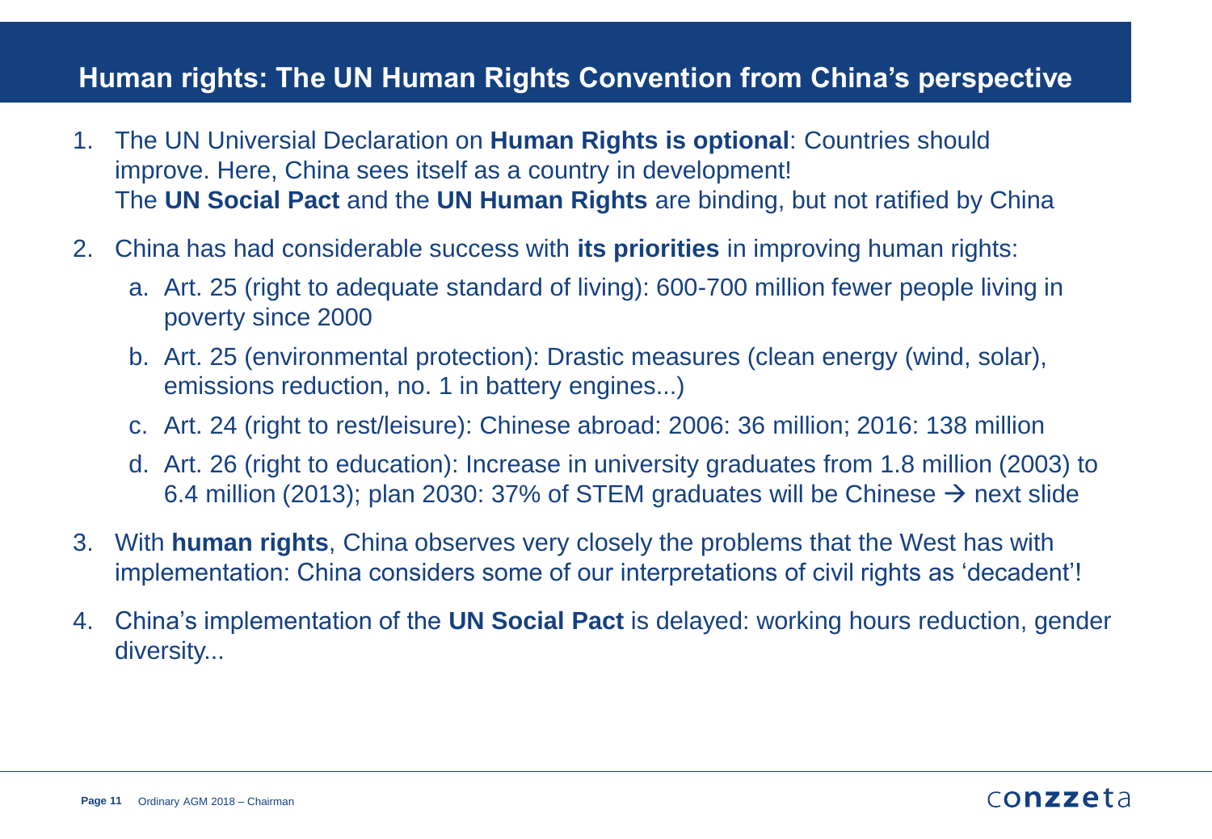## Human rights: The UN Human Rights Convention from China's perspective

1. The UN Universial Declaration on **Human Rights is optional**: Countries should improve. Here, China sees itself as a country in development!
   The **UN Social Pact** and the **UN Human Rights** are binding, but not ratified by China
2. China has had considerable success with **its priorities** in improving human rights:
   a. Art. 25 (right to adequate standard of living): 600-700 million fewer people living in poverty since 2000
   b. Art. 25 (environmental protection): Drastic measures (clean energy (wind, solar), emissions reduction, no. 1 in battery engines...)
   c. Art. 24 (right to rest/leisure): Chinese abroad: 2006: 36 million; 2016: 138 million
   d. Art. 26 (right to education): Increase in university graduates from 1.8 million (2003) to 6.4 million (2013); plan 2030: 37% of STEM graduates will be Chinese → next slide
3. With **human rights**, China observes very closely the problems that the West has with implementation: China considers some of our interpretations of civil rights as 'decadent'!
4. China's implementation of the **UN Social Pact** is delayed: working hours reduction, gender diversity...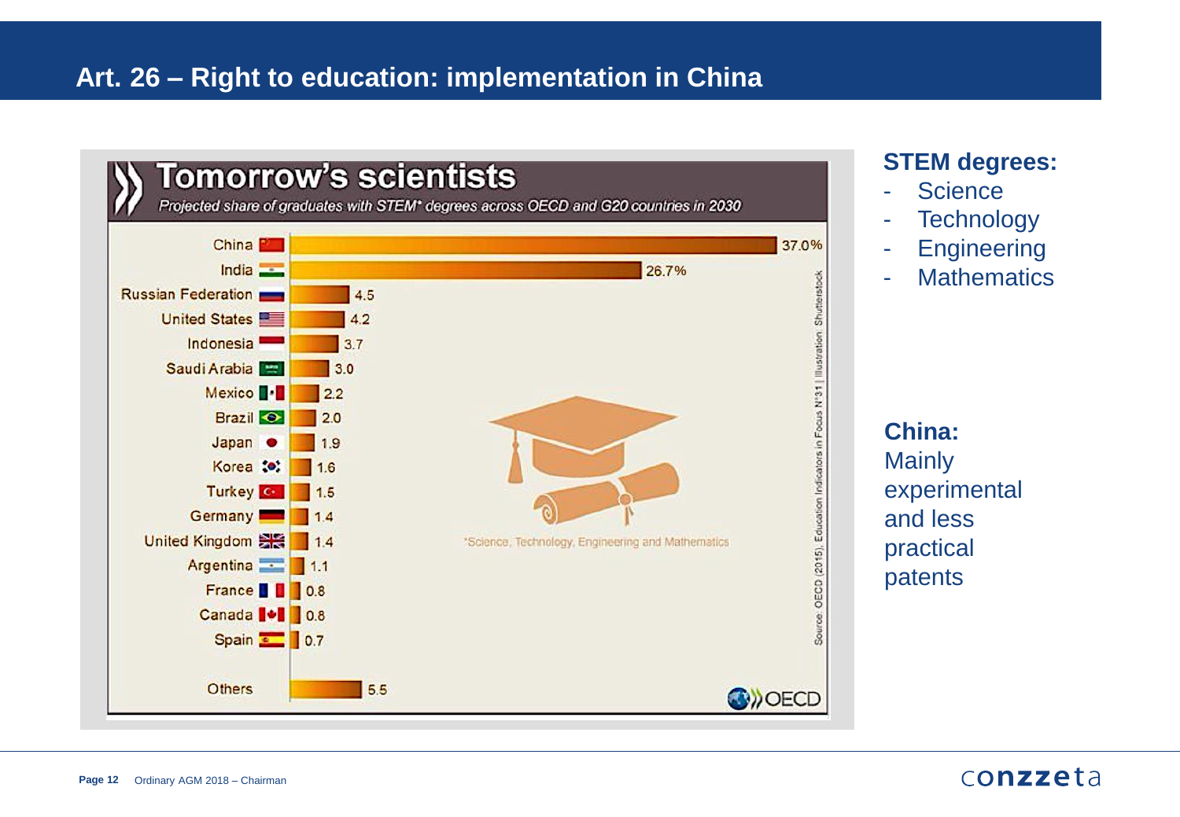# Art. 26 – Right to education: implementation in China

## Tomorrow's scientists

*Projected share of graduates with STEM* degrees across OECD and G20 countries in 2030*

| Country | Share (%) |
|---|---|
| China | 37.0% |
| India | 26.7% |
| Russian Federation | 4.5 |
| United States | 4.2 |
| Indonesia | 3.7 |
| Saudi Arabia | 3.0 |
| Mexico | 2.2 |
| Brazil | 2.0 |
| Japan | 1.9 |
| Korea | 1.6 |
| Turkey | 1.5 |
| Germany | 1.4 |
| United Kingdom | 1.4 |
| Argentina | 1.1 |
| France | 0.8 |
| Canada | 0.8 |
| Spain | 0.7 |
| Others | 5.5 |

*Science, Technology, Engineering and Mathematics

Source: OECD (2015), Education Indicators in Focus N°31 | Illustration: Shutterstock

OECD

**STEM degrees:**

- Science
- Technology
- Engineering
- Mathematics

**China:**
Mainly experimental and less practical patents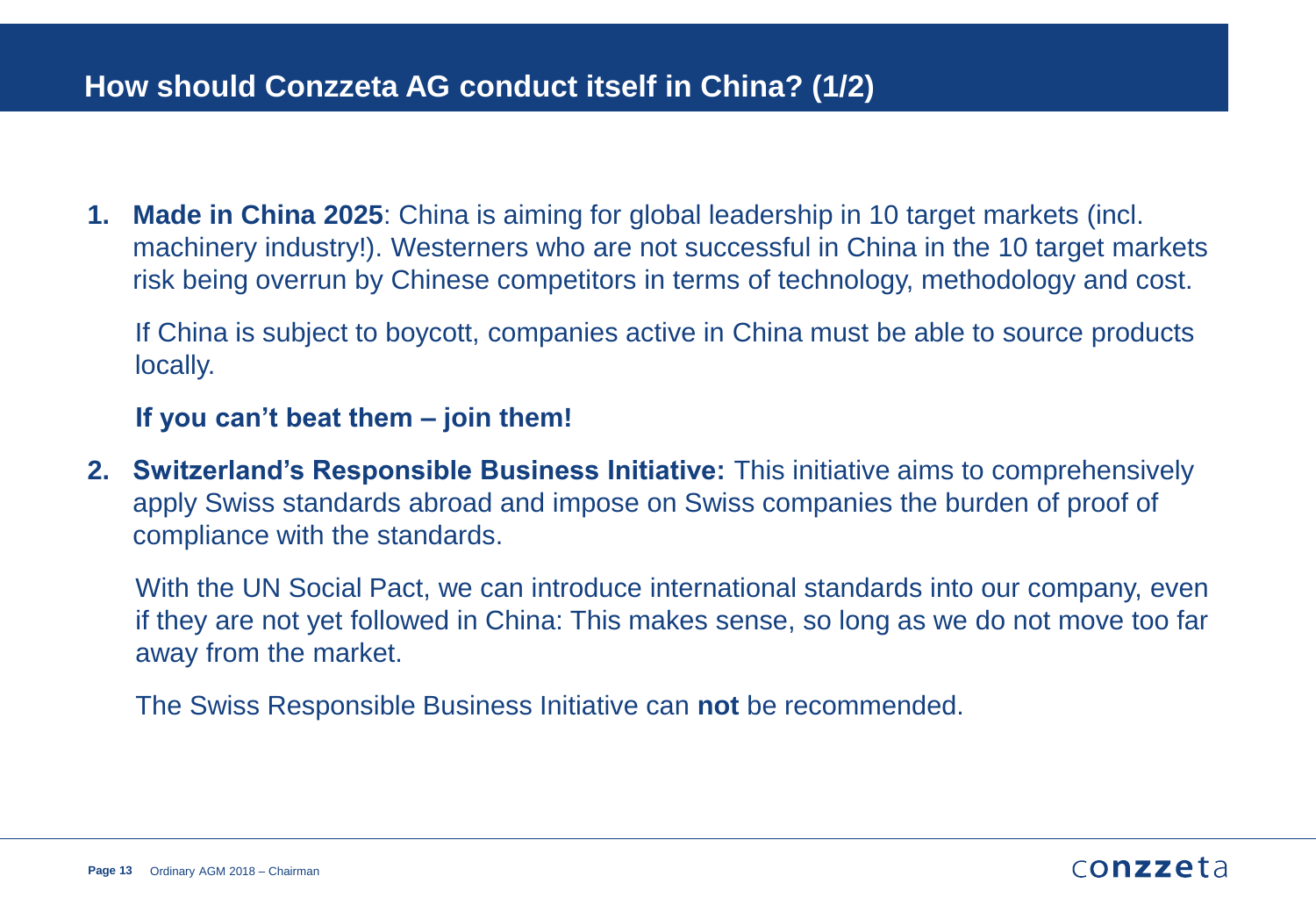# How should Conzzeta AG conduct itself in China? (1/2)

1. **Made in China 2025**: China is aiming for global leadership in 10 target markets (incl. machinery industry!). Westerners who are not successful in China in the 10 target markets risk being overrun by Chinese competitors in terms of technology, methodology and cost.

   If China is subject to boycott, companies active in China must be able to source products locally.

   **If you can't beat them – join them!**

2. **Switzerland's Responsible Business Initiative:** This initiative aims to comprehensively apply Swiss standards abroad and impose on Swiss companies the burden of proof of compliance with the standards.

   With the UN Social Pact, we can introduce international standards into our company, even if they are not yet followed in China: This makes sense, so long as we do not move too far away from the market.

   The Swiss Responsible Business Initiative can **not** be recommended.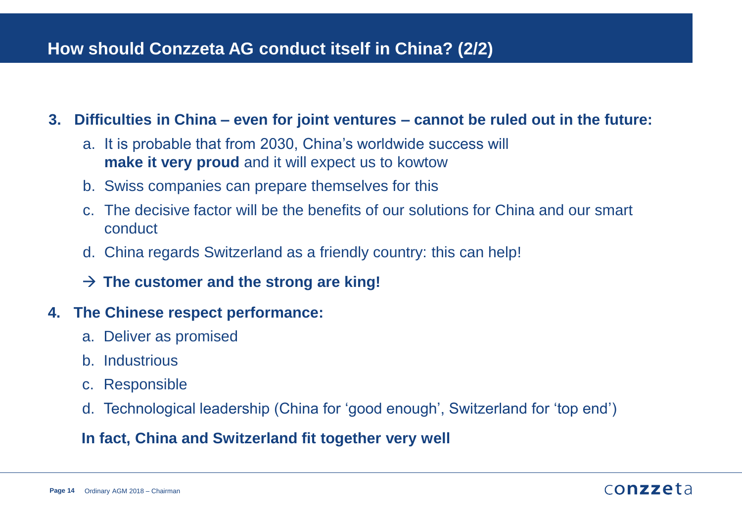# How should Conzzeta AG conduct itself in China? (2/2)

3. **Difficulties in China – even for joint ventures – cannot be ruled out in the future:**
   a. It is probable that from 2030, China's worldwide success will **make it very proud** and it will expect us to kowtow
   b. Swiss companies can prepare themselves for this
   c. The decisive factor will be the benefits of our solutions for China and our smart conduct
   d. China regards Switzerland as a friendly country: this can help!

   → **The customer and the strong are king!**

4. **The Chinese respect performance:**
   a. Deliver as promised
   b. Industrious
   c. Responsible
   d. Technological leadership (China for 'good enough', Switzerland for 'top end')

   **In fact, China and Switzerland fit together very well**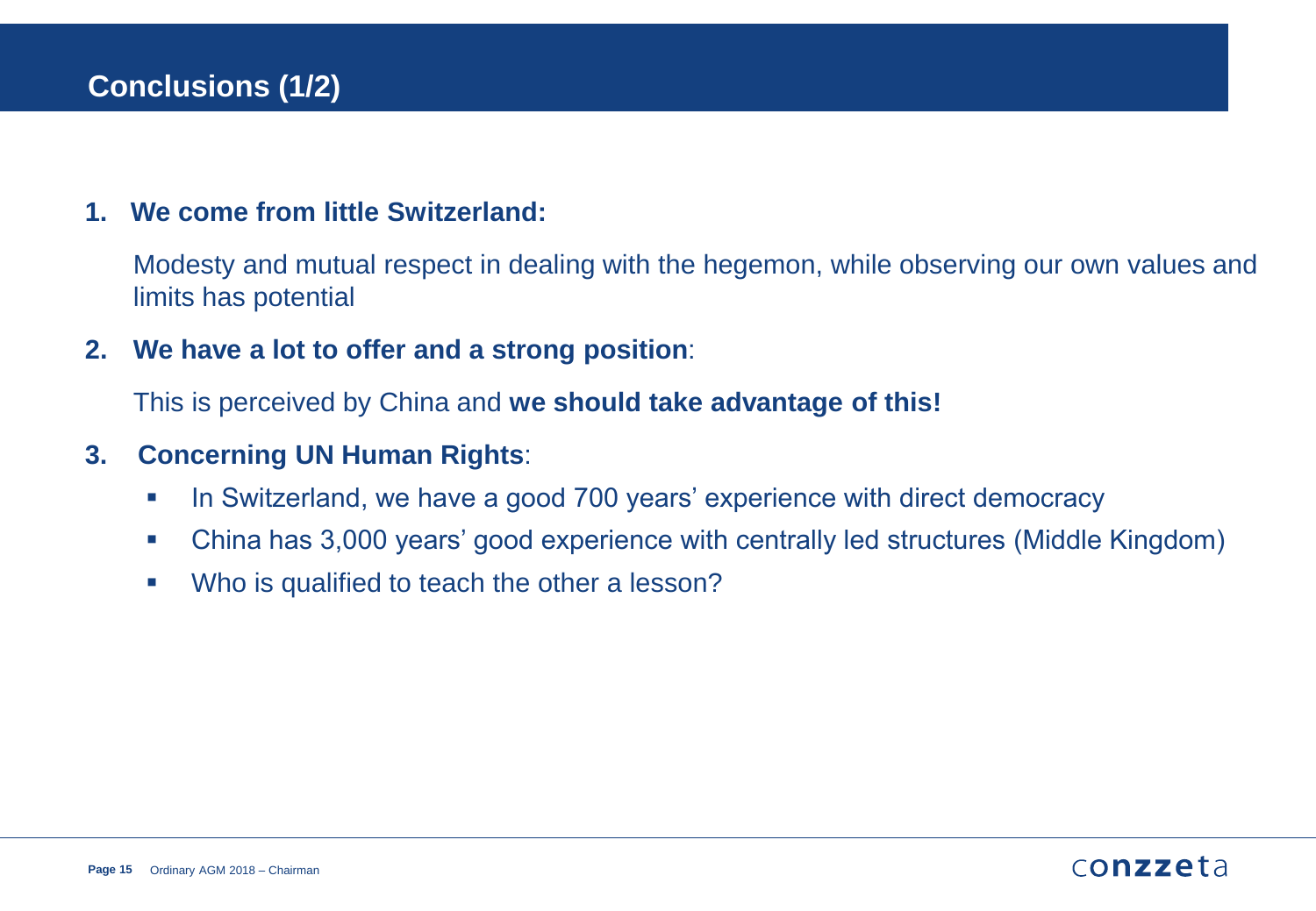# Conclusions (1/2)

1. **We come from little Switzerland:**

   Modesty and mutual respect in dealing with the hegemon, while observing our own values and limits has potential

2. **We have a lot to offer and a strong position**:

   This is perceived by China and **we should take advantage of this!**

3. **Concerning UN Human Rights**:
   - In Switzerland, we have a good 700 years' experience with direct democracy
   - China has 3,000 years' good experience with centrally led structures (Middle Kingdom)
   - Who is qualified to teach the other a lesson?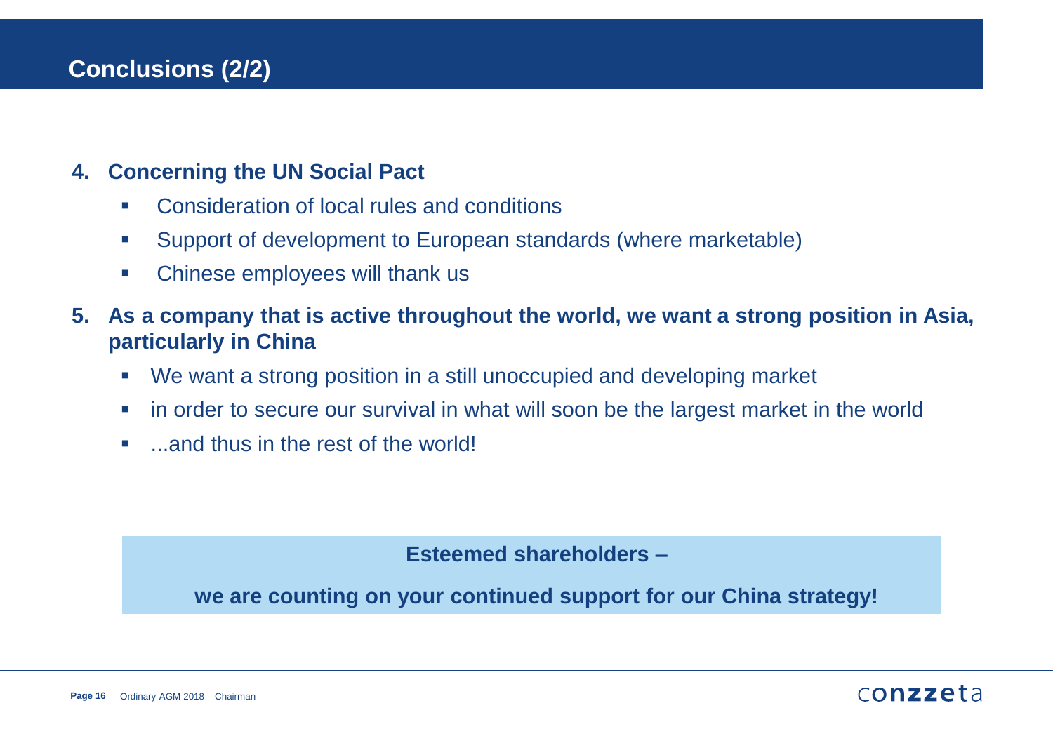# Conclusions (2/2)

4. **Concerning the UN Social Pact**
   - Consideration of local rules and conditions
   - Support of development to European standards (where marketable)
   - Chinese employees will thank us

5. **As a company that is active throughout the world, we want a strong position in Asia, particularly in China**
   - We want a strong position in a still unoccupied and developing market
   - in order to secure our survival in what will soon be the largest market in the world
   - ...and thus in the rest of the world!

**Esteemed shareholders –**

**we are counting on your continued support for our China strategy!**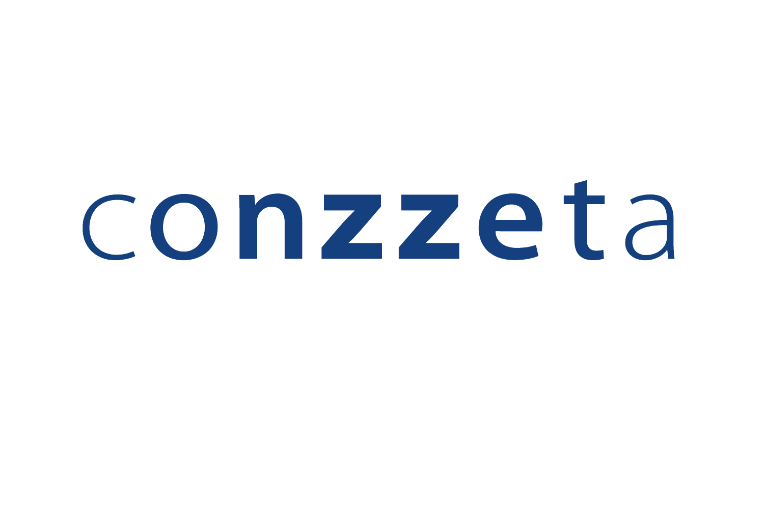conzzeta